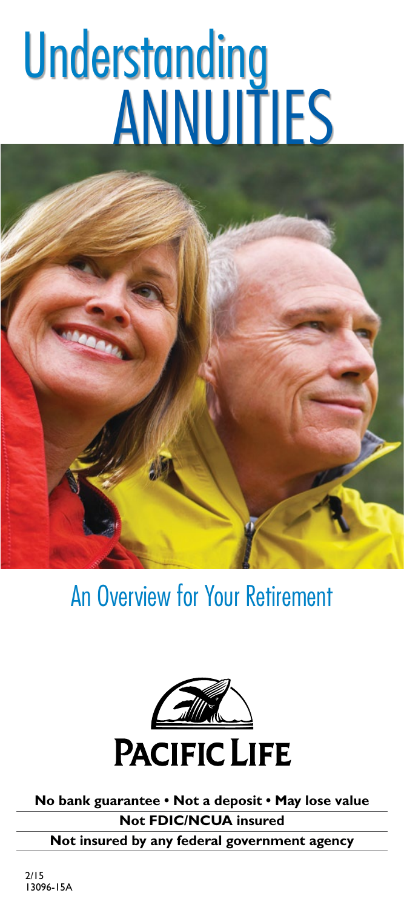# Understanding ANNUITIES

## An Overview for Your Retirement

PACIFIC LIFE

**No bank guarantee • Not a deposit • May lose value**

**Not FDIC/NCUA insured**

**Not insured by any federal government agency**

2/15
13096-15A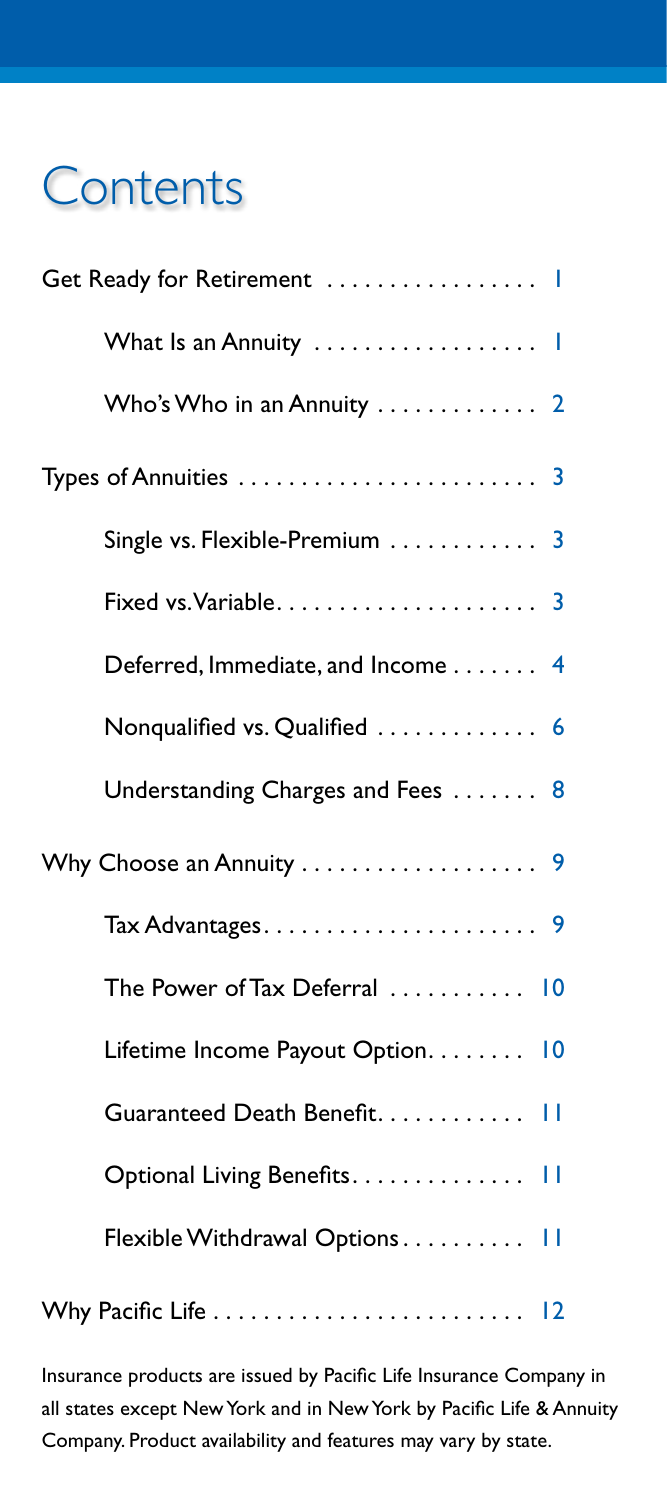# Contents

- Get Ready for Retirement ................ 1
  - What Is an Annuity ................ 1
  - Who's Who in an Annuity ............ 2
- Types of Annuities ...................... 3
  - Single vs. Flexible-Premium ............ 3
  - Fixed vs. Variable..................... 3
  - Deferred, Immediate, and Income ....... 4
  - Nonqualified vs. Qualified ............ 6
  - Understanding Charges and Fees ....... 8
- Why Choose an Annuity .................. 9
  - Tax Advantages....................... 9
  - The Power of Tax Deferral ........... 10
  - Lifetime Income Payout Option........ 10
  - Guaranteed Death Benefit............ 11
  - Optional Living Benefits.............. 11
  - Flexible Withdrawal Options.......... 11
- Why Pacific Life ......................... 12

Insurance products are issued by Pacific Life Insurance Company in all states except New York and in New York by Pacific Life & Annuity Company. Product availability and features may vary by state.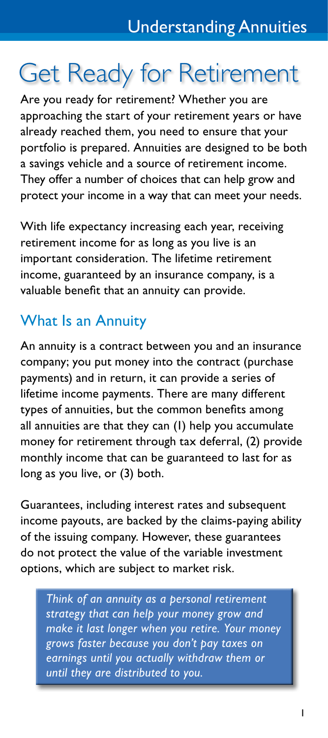# Get Ready for Retirement

Are you ready for retirement? Whether you are approaching the start of your retirement years or have already reached them, you need to ensure that your portfolio is prepared. Annuities are designed to be both a savings vehicle and a source of retirement income. They offer a number of choices that can help grow and protect your income in a way that can meet your needs.

With life expectancy increasing each year, receiving retirement income for as long as you live is an important consideration. The lifetime retirement income, guaranteed by an insurance company, is a valuable benefit that an annuity can provide.

## What Is an Annuity

An annuity is a contract between you and an insurance company; you put money into the contract (purchase payments) and in return, it can provide a series of lifetime income payments. There are many different types of annuities, but the common benefits among all annuities are that they can (1) help you accumulate money for retirement through tax deferral, (2) provide monthly income that can be guaranteed to last for as long as you live, or (3) both.

Guarantees, including interest rates and subsequent income payouts, are backed by the claims-paying ability of the issuing company. However, these guarantees do not protect the value of the variable investment options, which are subject to market risk.

> *Think of an annuity as a personal retirement strategy that can help your money grow and make it last longer when you retire. Your money grows faster because you don't pay taxes on earnings until you actually withdraw them or until they are distributed to you.*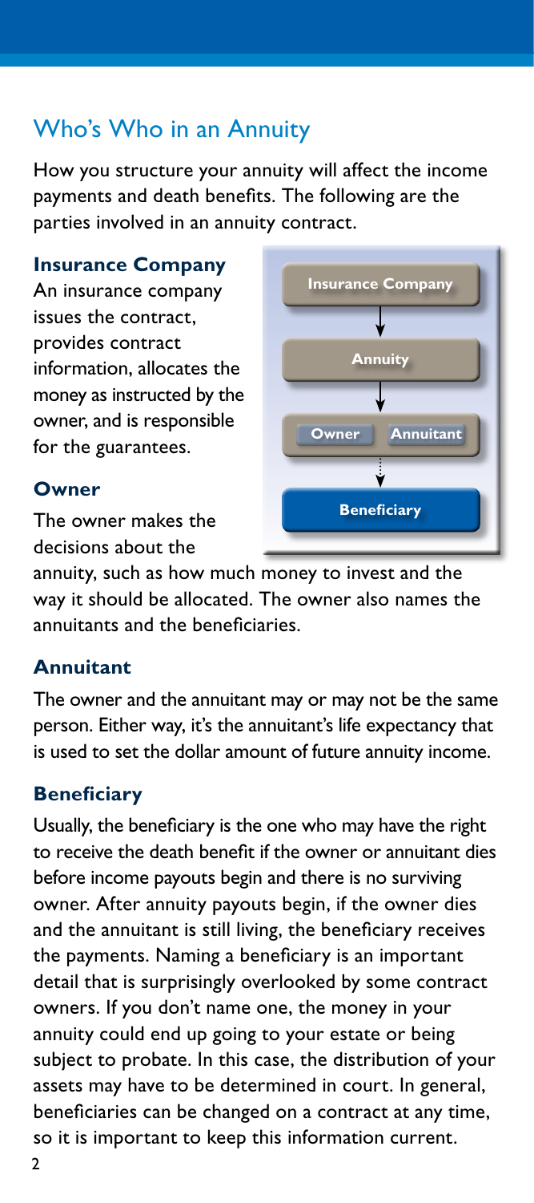## Who's Who in an Annuity

How you structure your annuity will affect the income payments and death benefits. The following are the parties involved in an annuity contract.

### Insurance Company

An insurance company issues the contract, provides contract information, allocates the money as instructed by the owner, and is responsible for the guarantees.

### Owner

The owner makes the decisions about the annuity, such as how much money to invest and the way it should be allocated. The owner also names the annuitants and the beneficiaries.

### Annuitant

The owner and the annuitant may or may not be the same person. Either way, it's the annuitant's life expectancy that is used to set the dollar amount of future annuity income.

### Beneficiary

Usually, the beneficiary is the one who may have the right to receive the death benefit if the owner or annuitant dies before income payouts begin and there is no surviving owner. After annuity payouts begin, if the owner dies and the annuitant is still living, the beneficiary receives the payments. Naming a beneficiary is an important detail that is surprisingly overlooked by some contract owners. If you don't name one, the money in your annuity could end up going to your estate or being subject to probate. In this case, the distribution of your assets may have to be determined in court. In general, beneficiaries can be changed on a contract at any time, so it is important to keep this information current.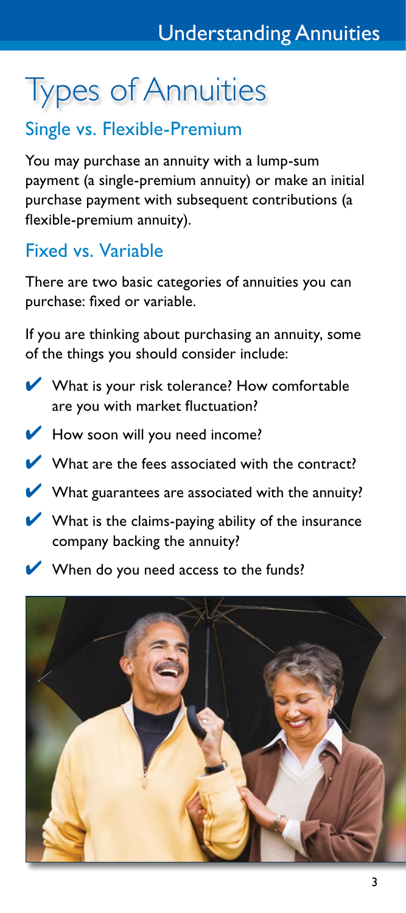# Types of Annuities

## Single vs. Flexible-Premium

You may purchase an annuity with a lump-sum payment (a single-premium annuity) or make an initial purchase payment with subsequent contributions (a flexible-premium annuity).

## Fixed vs. Variable

There are two basic categories of annuities you can purchase: fixed or variable.

If you are thinking about purchasing an annuity, some of the things you should consider include:

- ✔ What is your risk tolerance? How comfortable are you with market fluctuation?
- ✔ How soon will you need income?
- ✔ What are the fees associated with the contract?
- ✔ What guarantees are associated with the annuity?
- ✔ What is the claims-paying ability of the insurance company backing the annuity?
- ✔ When do you need access to the funds?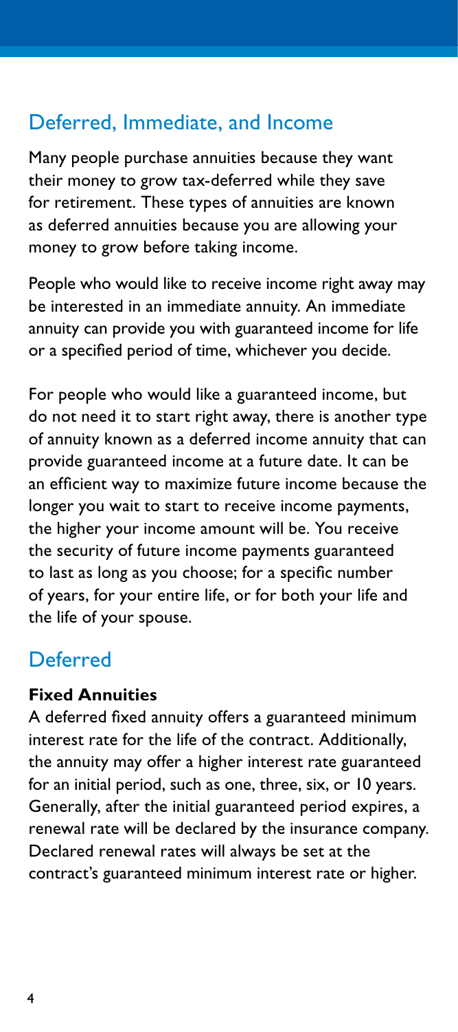## Deferred, Immediate, and Income

Many people purchase annuities because they want their money to grow tax-deferred while they save for retirement. These types of annuities are known as deferred annuities because you are allowing your money to grow before taking income.

People who would like to receive income right away may be interested in an immediate annuity. An immediate annuity can provide you with guaranteed income for life or a specified period of time, whichever you decide.

For people who would like a guaranteed income, but do not need it to start right away, there is another type of annuity known as a deferred income annuity that can provide guaranteed income at a future date. It can be an efficient way to maximize future income because the longer you wait to start to receive income payments, the higher your income amount will be. You receive the security of future income payments guaranteed to last as long as you choose; for a specific number of years, for your entire life, or for both your life and the life of your spouse.

## Deferred

**Fixed Annuities**

A deferred fixed annuity offers a guaranteed minimum interest rate for the life of the contract. Additionally, the annuity may offer a higher interest rate guaranteed for an initial period, such as one, three, six, or 10 years. Generally, after the initial guaranteed period expires, a renewal rate will be declared by the insurance company. Declared renewal rates will always be set at the contract's guaranteed minimum interest rate or higher.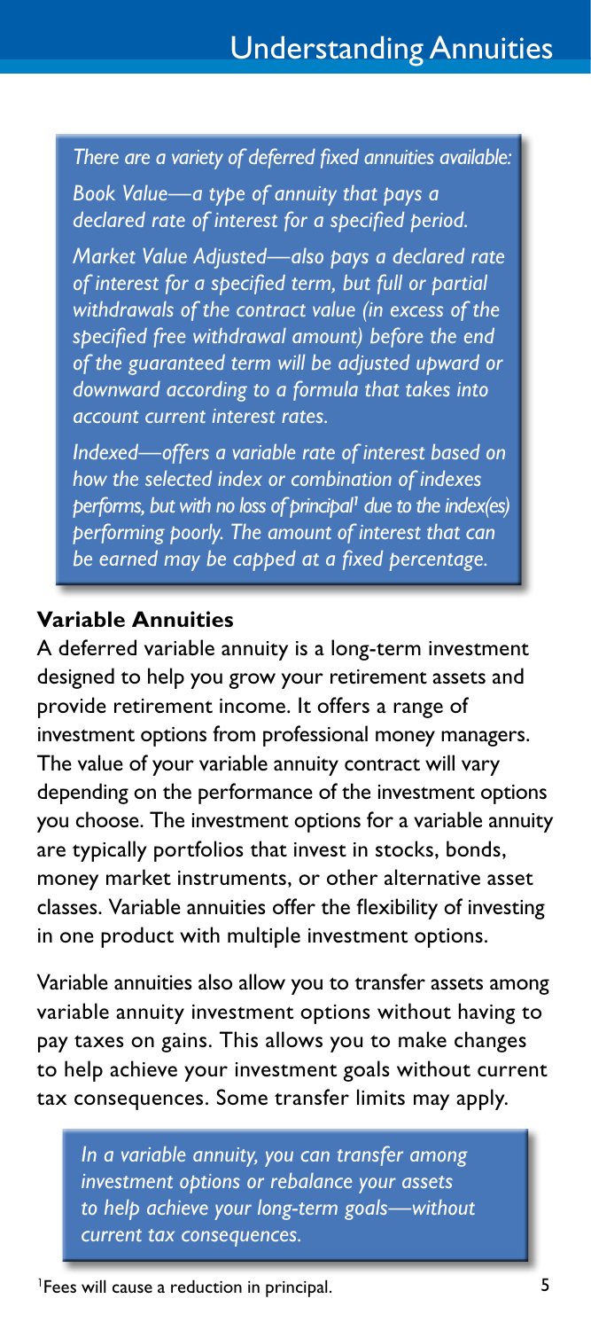*There are a variety of deferred fixed annuities available:*

*Book Value—a type of annuity that pays a declared rate of interest for a specified period.*

*Market Value Adjusted—also pays a declared rate of interest for a specified term, but full or partial withdrawals of the contract value (in excess of the specified free withdrawal amount) before the end of the guaranteed term will be adjusted upward or downward according to a formula that takes into account current interest rates.*

*Indexed—offers a variable rate of interest based on how the selected index or combination of indexes performs, but with no loss of principal[1] due to the index(es) performing poorly. The amount of interest that can be earned may be capped at a fixed percentage.*

### Variable Annuities

A deferred variable annuity is a long-term investment designed to help you grow your retirement assets and provide retirement income. It offers a range of investment options from professional money managers. The value of your variable annuity contract will vary depending on the performance of the investment options you choose. The investment options for a variable annuity are typically portfolios that invest in stocks, bonds, money market instruments, or other alternative asset classes. Variable annuities offer the flexibility of investing in one product with multiple investment options.

Variable annuities also allow you to transfer assets among variable annuity investment options without having to pay taxes on gains. This allows you to make changes to help achieve your investment goals without current tax consequences. Some transfer limits may apply.

*In a variable annuity, you can transfer among investment options or rebalance your assets to help achieve your long-term goals—without current tax consequences.*

[1] Fees will cause a reduction in principal.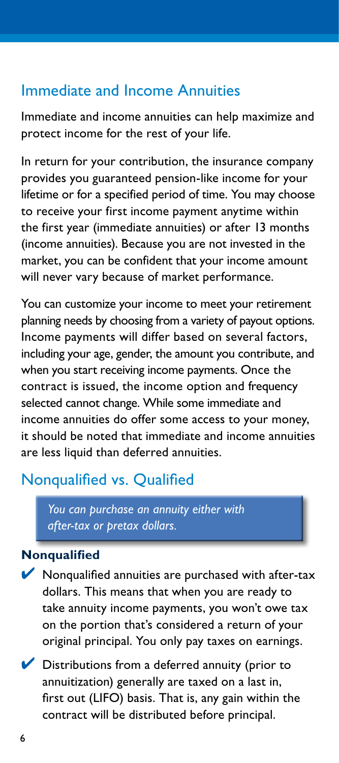## Immediate and Income Annuities

Immediate and income annuities can help maximize and protect income for the rest of your life.

In return for your contribution, the insurance company provides you guaranteed pension-like income for your lifetime or for a specified period of time. You may choose to receive your first income payment anytime within the first year (immediate annuities) or after 13 months (income annuities). Because you are not invested in the market, you can be confident that your income amount will never vary because of market performance.

You can customize your income to meet your retirement planning needs by choosing from a variety of payout options. Income payments will differ based on several factors, including your age, gender, the amount you contribute, and when you start receiving income payments. Once the contract is issued, the income option and frequency selected cannot change. While some immediate and income annuities do offer some access to your money, it should be noted that immediate and income annuities are less liquid than deferred annuities.

## Nonqualified vs. Qualified

*You can purchase an annuity either with after-tax or pretax dollars.*

### Nonqualified

- ✔ Nonqualified annuities are purchased with after-tax dollars. This means that when you are ready to take annuity income payments, you won't owe tax on the portion that's considered a return of your original principal. You only pay taxes on earnings.
- ✔ Distributions from a deferred annuity (prior to annuitization) generally are taxed on a last in, first out (LIFO) basis. That is, any gain within the contract will be distributed before principal.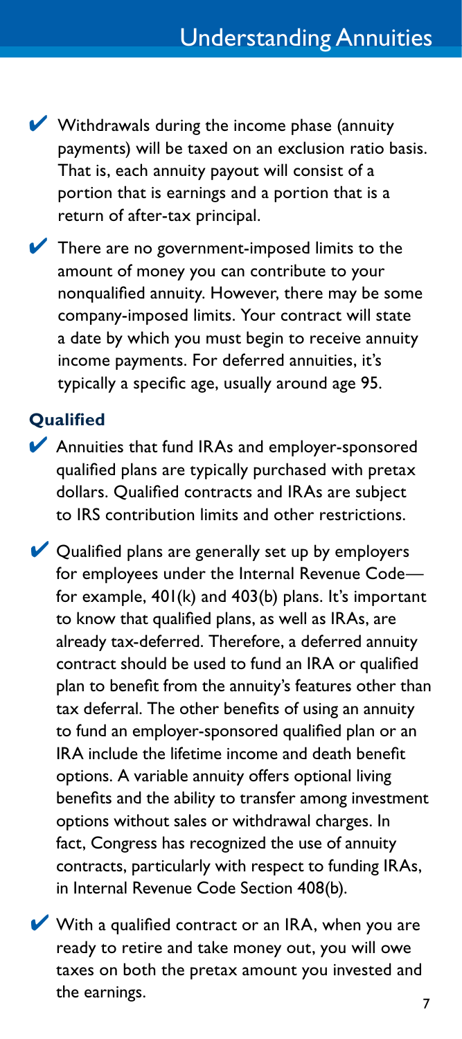- ✔ Withdrawals during the income phase (annuity payments) will be taxed on an exclusion ratio basis. That is, each annuity payout will consist of a portion that is earnings and a portion that is a return of after-tax principal.
- ✔ There are no government-imposed limits to the amount of money you can contribute to your nonqualified annuity. However, there may be some company-imposed limits. Your contract will state a date by which you must begin to receive annuity income payments. For deferred annuities, it's typically a specific age, usually around age 95.

### Qualified

- ✔ Annuities that fund IRAs and employer-sponsored qualified plans are typically purchased with pretax dollars. Qualified contracts and IRAs are subject to IRS contribution limits and other restrictions.
- ✔ Qualified plans are generally set up by employers for employees under the Internal Revenue Code—for example, 401(k) and 403(b) plans. It's important to know that qualified plans, as well as IRAs, are already tax-deferred. Therefore, a deferred annuity contract should be used to fund an IRA or qualified plan to benefit from the annuity's features other than tax deferral. The other benefits of using an annuity to fund an employer-sponsored qualified plan or an IRA include the lifetime income and death benefit options. A variable annuity offers optional living benefits and the ability to transfer among investment options without sales or withdrawal charges. In fact, Congress has recognized the use of annuity contracts, particularly with respect to funding IRAs, in Internal Revenue Code Section 408(b).
- ✔ With a qualified contract or an IRA, when you are ready to retire and take money out, you will owe taxes on both the pretax amount you invested and the earnings.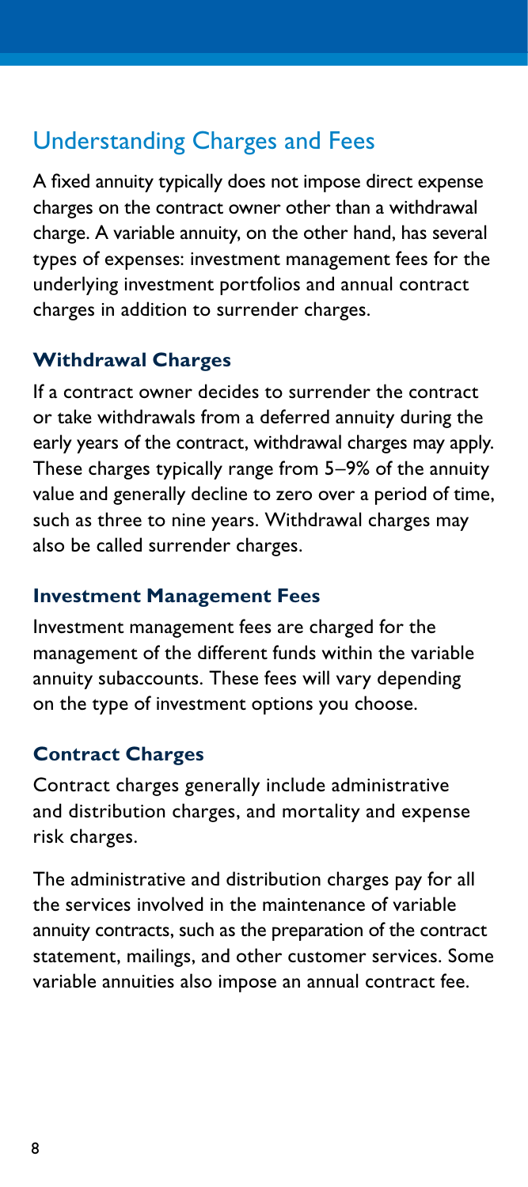## Understanding Charges and Fees

A fixed annuity typically does not impose direct expense charges on the contract owner other than a withdrawal charge. A variable annuity, on the other hand, has several types of expenses: investment management fees for the underlying investment portfolios and annual contract charges in addition to surrender charges.

### Withdrawal Charges

If a contract owner decides to surrender the contract or take withdrawals from a deferred annuity during the early years of the contract, withdrawal charges may apply. These charges typically range from 5–9% of the annuity value and generally decline to zero over a period of time, such as three to nine years. Withdrawal charges may also be called surrender charges.

### Investment Management Fees

Investment management fees are charged for the management of the different funds within the variable annuity subaccounts. These fees will vary depending on the type of investment options you choose.

### Contract Charges

Contract charges generally include administrative and distribution charges, and mortality and expense risk charges.

The administrative and distribution charges pay for all the services involved in the maintenance of variable annuity contracts, such as the preparation of the contract statement, mailings, and other customer services. Some variable annuities also impose an annual contract fee.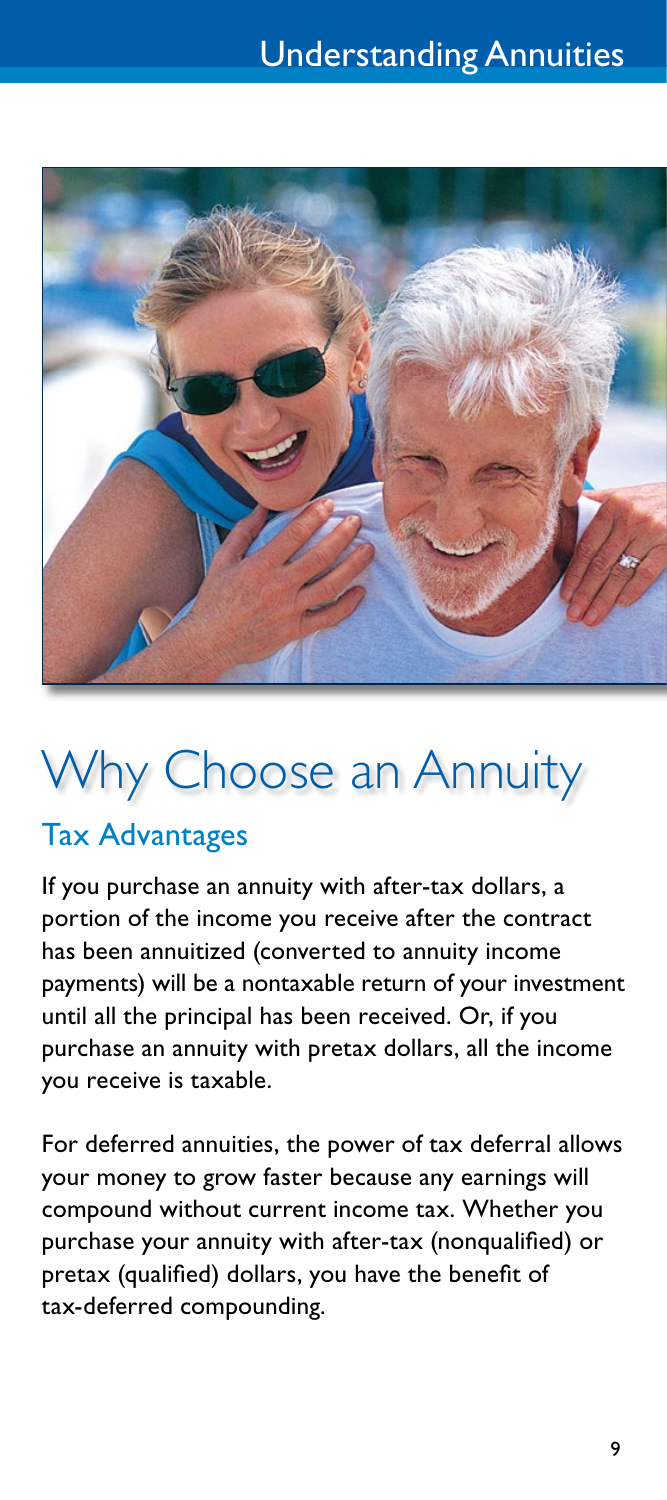# Why Choose an Annuity

## Tax Advantages

If you purchase an annuity with after-tax dollars, a portion of the income you receive after the contract has been annuitized (converted to annuity income payments) will be a nontaxable return of your investment until all the principal has been received. Or, if you purchase an annuity with pretax dollars, all the income you receive is taxable.

For deferred annuities, the power of tax deferral allows your money to grow faster because any earnings will compound without current income tax. Whether you purchase your annuity with after-tax (nonqualified) or pretax (qualified) dollars, you have the benefit of tax-deferred compounding.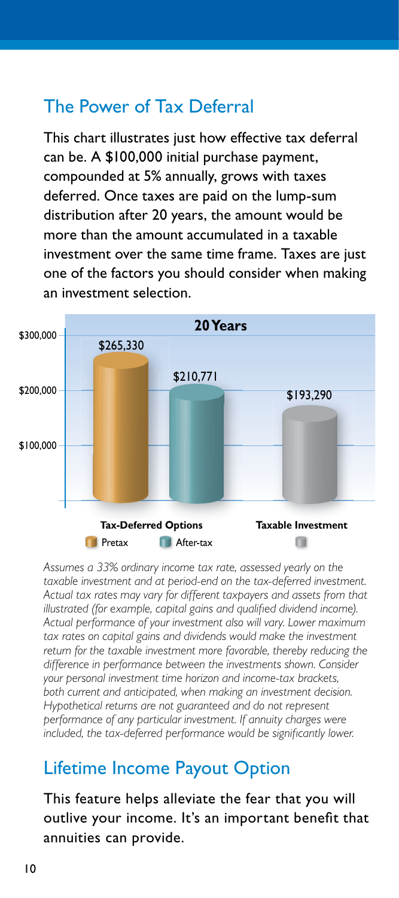## The Power of Tax Deferral

This chart illustrates just how effective tax deferral can be. A $100,000 initial purchase payment, compounded at 5% annually, grows with taxes deferred. Once taxes are paid on the lump-sum distribution after 20 years, the amount would be more than the amount accumulated in a taxable investment over the same time frame. Taxes are just one of the factors you should consider when making an investment selection.

**20 Years**

| | Tax-Deferred Options: Pretax | Tax-Deferred Options: After-tax | Taxable Investment |
|---|---|---|---|
| Value | $265,330 | $210,771 | $193,290 |

*Assumes a 33% ordinary income tax rate, assessed yearly on the taxable investment and at period-end on the tax-deferred investment. Actual tax rates may vary for different taxpayers and assets from that illustrated (for example, capital gains and qualified dividend income). Actual performance of your investment also will vary. Lower maximum tax rates on capital gains and dividends would make the investment return for the taxable investment more favorable, thereby reducing the difference in performance between the investments shown. Consider your personal investment time horizon and income-tax brackets, both current and anticipated, when making an investment decision. Hypothetical returns are not guaranteed and do not represent performance of any particular investment. If annuity charges were included, the tax-deferred performance would be significantly lower.*

## Lifetime Income Payout Option

This feature helps alleviate the fear that you will outlive your income. It's an important benefit that annuities can provide.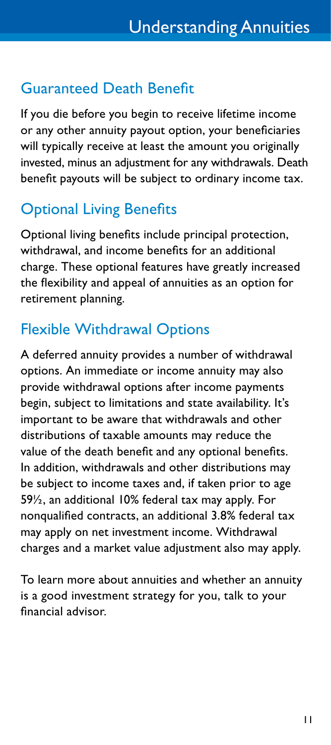## Guaranteed Death Benefit

If you die before you begin to receive lifetime income or any other annuity payout option, your beneficiaries will typically receive at least the amount you originally invested, minus an adjustment for any withdrawals. Death benefit payouts will be subject to ordinary income tax.

## Optional Living Benefits

Optional living benefits include principal protection, withdrawal, and income benefits for an additional charge. These optional features have greatly increased the flexibility and appeal of annuities as an option for retirement planning.

## Flexible Withdrawal Options

A deferred annuity provides a number of withdrawal options. An immediate or income annuity may also provide withdrawal options after income payments begin, subject to limitations and state availability. It's important to be aware that withdrawals and other distributions of taxable amounts may reduce the value of the death benefit and any optional benefits. In addition, withdrawals and other distributions may be subject to income taxes and, if taken prior to age 59½, an additional 10% federal tax may apply. For nonqualified contracts, an additional 3.8% federal tax may apply on net investment income. Withdrawal charges and a market value adjustment also may apply.

To learn more about annuities and whether an annuity is a good investment strategy for you, talk to your financial advisor.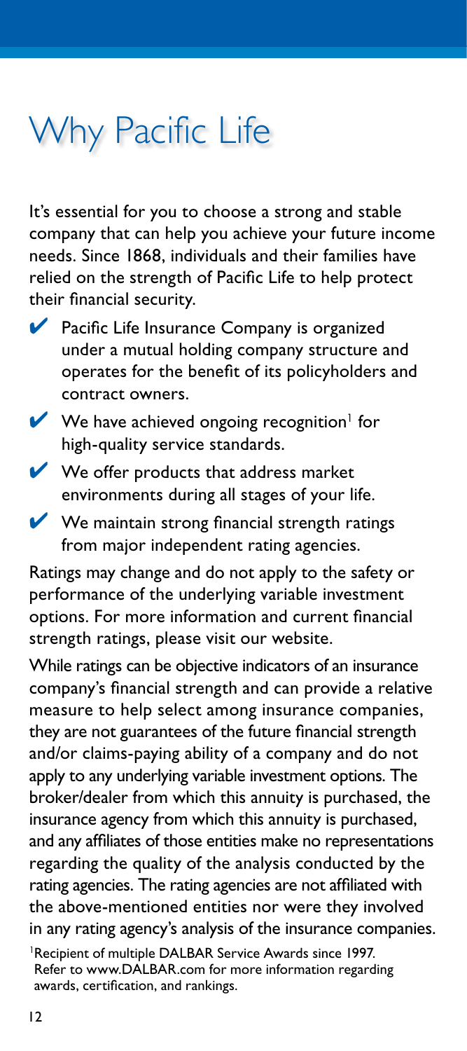# Why Pacific Life

It's essential for you to choose a strong and stable company that can help you achieve your future income needs. Since 1868, individuals and their families have relied on the strength of Pacific Life to help protect their financial security.

- ✔ Pacific Life Insurance Company is organized under a mutual holding company structure and operates for the benefit of its policyholders and contract owners.
- ✔ We have achieved ongoing recognition[1] for high-quality service standards.
- ✔ We offer products that address market environments during all stages of your life.
- ✔ We maintain strong financial strength ratings from major independent rating agencies.

Ratings may change and do not apply to the safety or performance of the underlying variable investment options. For more information and current financial strength ratings, please visit our website.

While ratings can be objective indicators of an insurance company's financial strength and can provide a relative measure to help select among insurance companies, they are not guarantees of the future financial strength and/or claims-paying ability of a company and do not apply to any underlying variable investment options. The broker/dealer from which this annuity is purchased, the insurance agency from which this annuity is purchased, and any affiliates of those entities make no representations regarding the quality of the analysis conducted by the rating agencies. The rating agencies are not affiliated with the above-mentioned entities nor were they involved in any rating agency's analysis of the insurance companies.

[1]Recipient of multiple DALBAR Service Awards since 1997. Refer to www.DALBAR.com for more information regarding awards, certification, and rankings.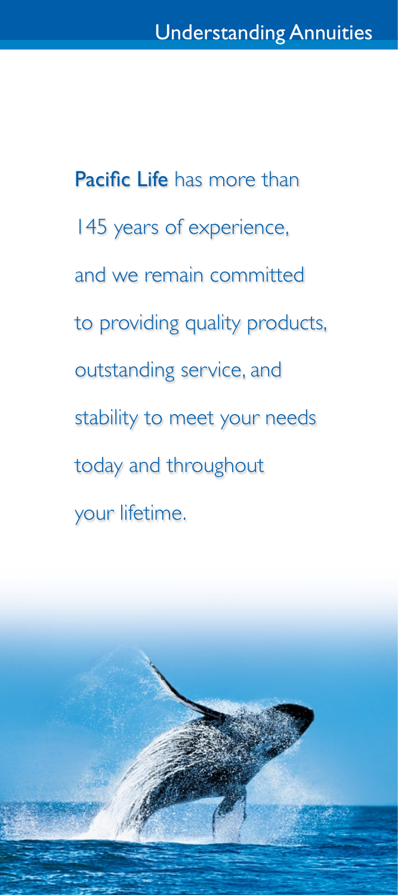**Pacific Life** has more than 145 years of experience, and we remain committed to providing quality products, outstanding service, and stability to meet your needs today and throughout your lifetime.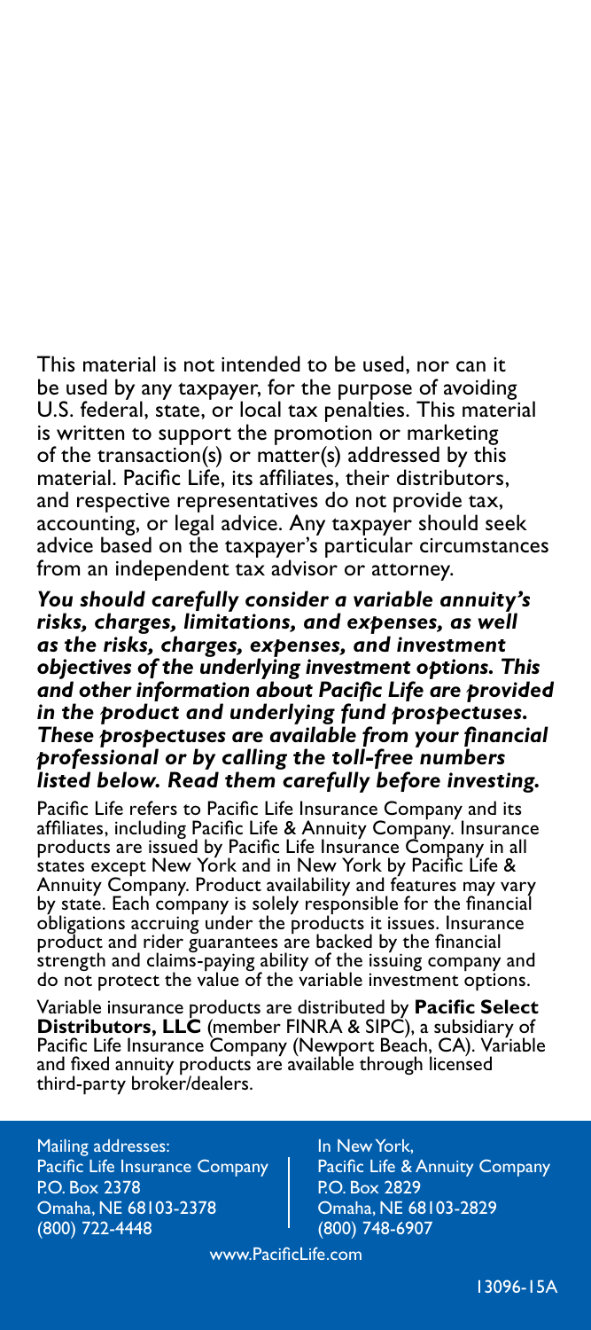This material is not intended to be used, nor can it be used by any taxpayer, for the purpose of avoiding U.S. federal, state, or local tax penalties. This material is written to support the promotion or marketing of the transaction(s) or matter(s) addressed by this material. Pacific Life, its affiliates, their distributors, and respective representatives do not provide tax, accounting, or legal advice. Any taxpayer should seek advice based on the taxpayer's particular circumstances from an independent tax advisor or attorney.

***You should carefully consider a variable annuity's risks, charges, limitations, and expenses, as well as the risks, charges, expenses, and investment objectives of the underlying investment options. This and other information about Pacific Life are provided in the product and underlying fund prospectuses. These prospectuses are available from your financial professional or by calling the toll-free numbers listed below. Read them carefully before investing.***

Pacific Life refers to Pacific Life Insurance Company and its affiliates, including Pacific Life & Annuity Company. Insurance products are issued by Pacific Life Insurance Company in all states except New York and in New York by Pacific Life & Annuity Company. Product availability and features may vary by state. Each company is solely responsible for the financial obligations accruing under the products it issues. Insurance product and rider guarantees are backed by the financial strength and claims-paying ability of the issuing company and do not protect the value of the variable investment options.

Variable insurance products are distributed by **Pacific Select Distributors, LLC** (member FINRA & SIPC), a subsidiary of Pacific Life Insurance Company (Newport Beach, CA). Variable and fixed annuity products are available through licensed third-party broker/dealers.

Mailing addresses:
Pacific Life Insurance Company
P.O. Box 2378
Omaha, NE 68103-2378
(800) 722-4448

In New York,
Pacific Life & Annuity Company
P.O. Box 2829
Omaha, NE 68103-2829
(800) 748-6907

www.PacificLife.com

13096-15A